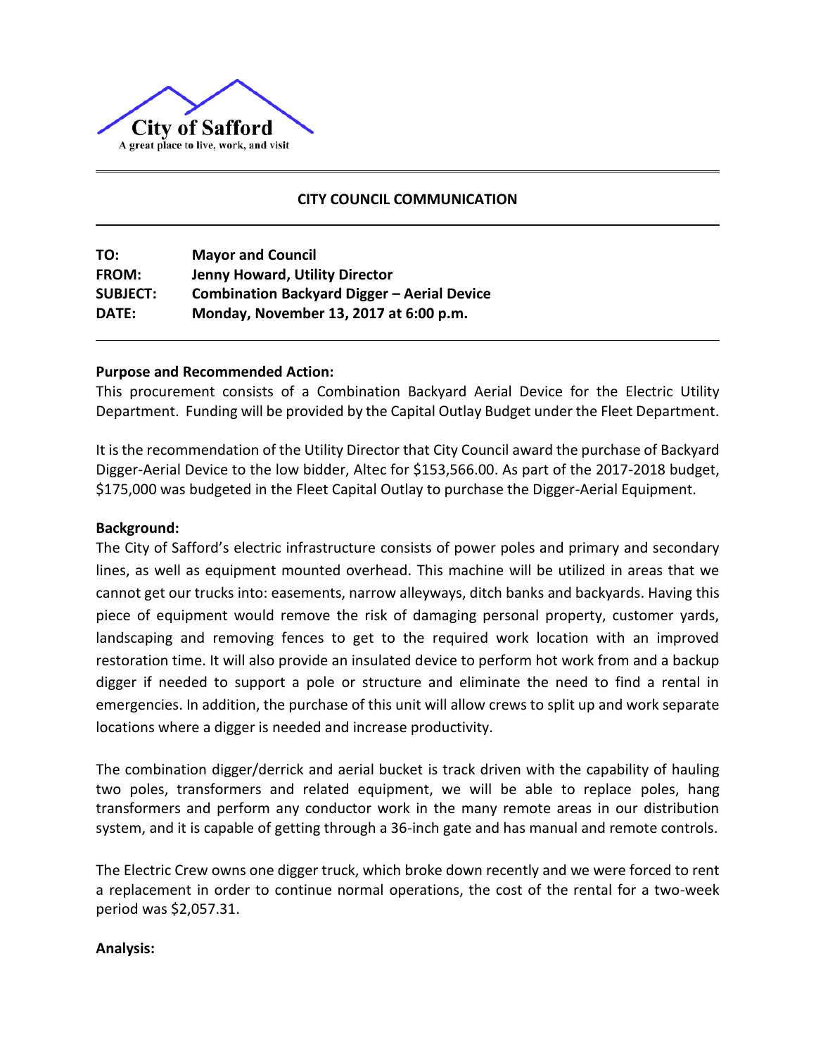**City of Safford**
A great place to live, work, and visit

## CITY COUNCIL COMMUNICATION

| | |
|---|---|
| **TO:** | **Mayor and Council** |
| **FROM:** | **Jenny Howard, Utility Director** |
| **SUBJECT:** | **Combination Backyard Digger – Aerial Device** |
| **DATE:** | **Monday, November 13, 2017 at 6:00 p.m.** |

**Purpose and Recommended Action:**

This procurement consists of a Combination Backyard Aerial Device for the Electric Utility Department. Funding will be provided by the Capital Outlay Budget under the Fleet Department.

It is the recommendation of the Utility Director that City Council award the purchase of Backyard Digger-Aerial Device to the low bidder, Altec for $153,566.00. As part of the 2017-2018 budget, $175,000 was budgeted in the Fleet Capital Outlay to purchase the Digger-Aerial Equipment.

**Background:**

The City of Safford's electric infrastructure consists of power poles and primary and secondary lines, as well as equipment mounted overhead. This machine will be utilized in areas that we cannot get our trucks into: easements, narrow alleyways, ditch banks and backyards. Having this piece of equipment would remove the risk of damaging personal property, customer yards, landscaping and removing fences to get to the required work location with an improved restoration time. It will also provide an insulated device to perform hot work from and a backup digger if needed to support a pole or structure and eliminate the need to find a rental in emergencies. In addition, the purchase of this unit will allow crews to split up and work separate locations where a digger is needed and increase productivity.

The combination digger/derrick and aerial bucket is track driven with the capability of hauling two poles, transformers and related equipment, we will be able to replace poles, hang transformers and perform any conductor work in the many remote areas in our distribution system, and it is capable of getting through a 36-inch gate and has manual and remote controls.

The Electric Crew owns one digger truck, which broke down recently and we were forced to rent a replacement in order to continue normal operations, the cost of the rental for a two-week period was $2,057.31.

**Analysis:**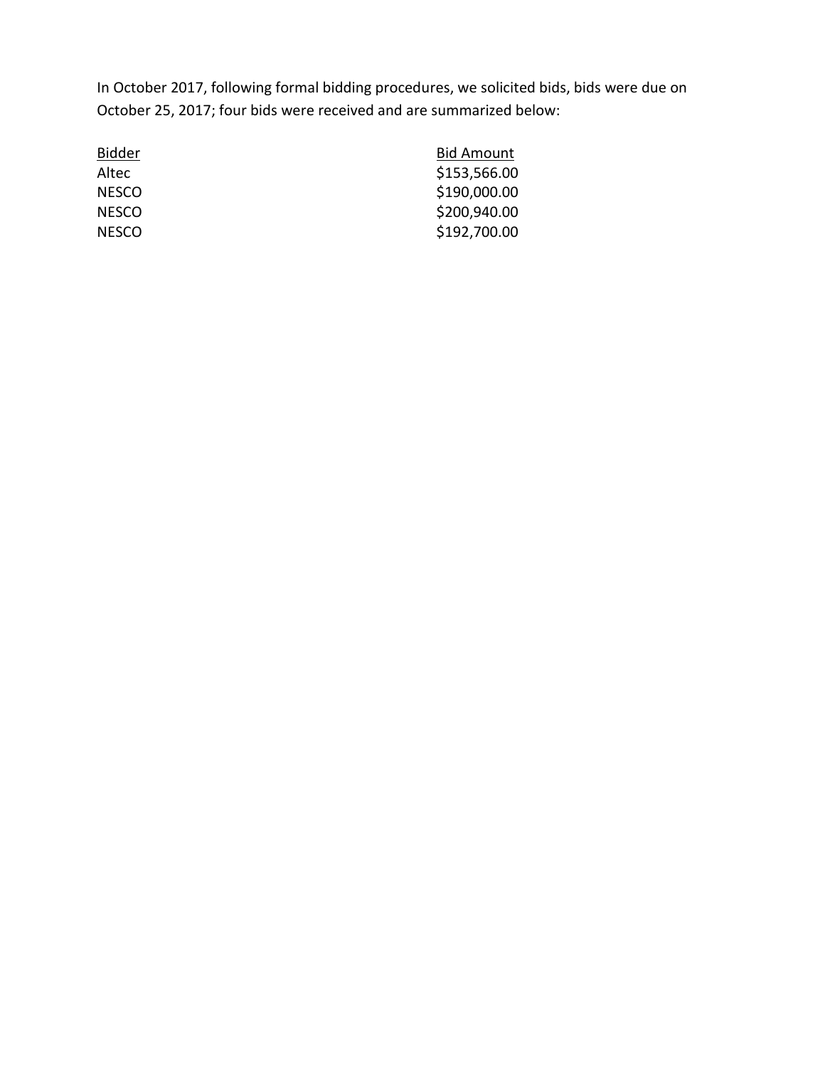In October 2017, following formal bidding procedures, we solicited bids, bids were due on October 25, 2017; four bids were received and are summarized below:

| Bidder | Bid Amount |
|---|---|
| Altec | $153,566.00 |
| NESCO | $190,000.00 |
| NESCO | $200,940.00 |
| NESCO | $192,700.00 |